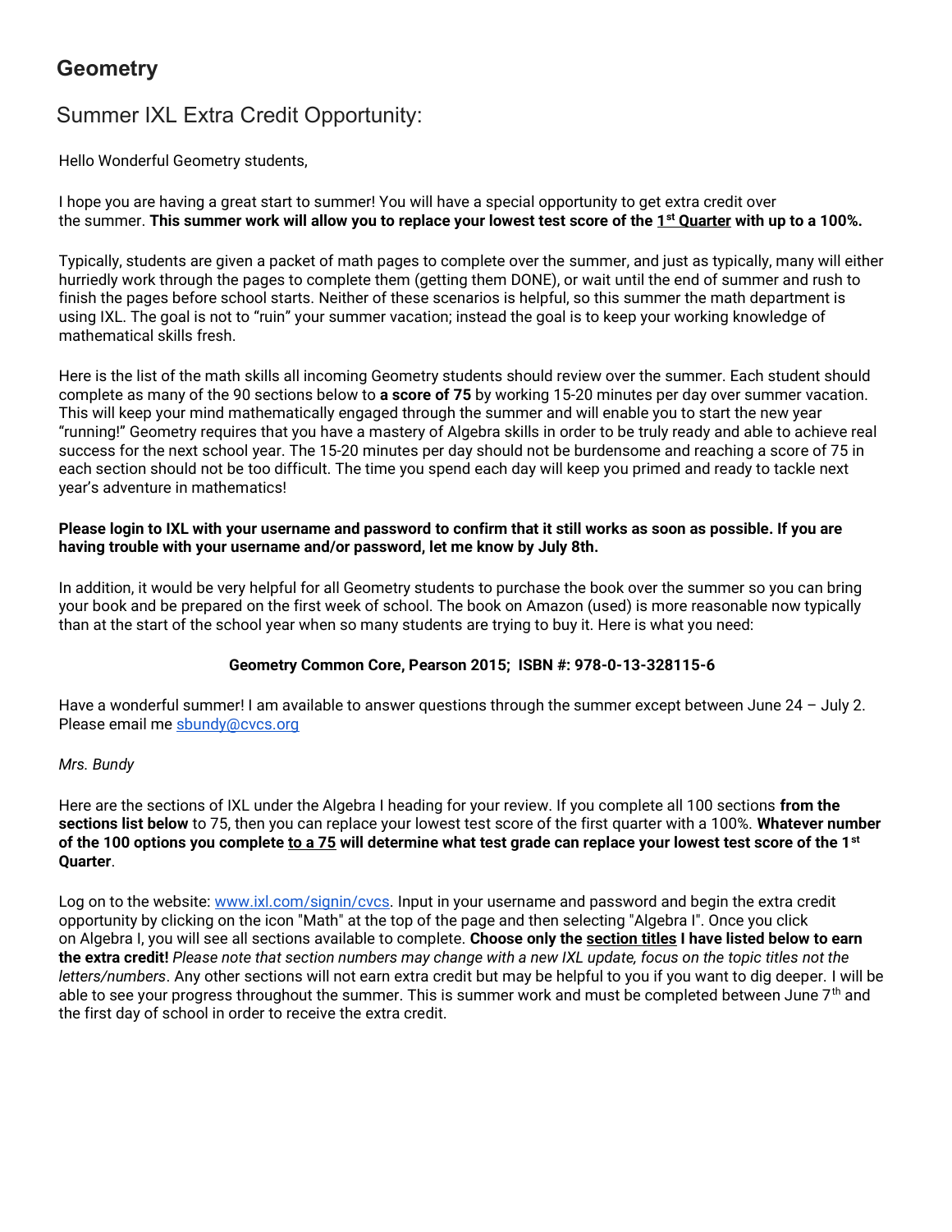# Geometry

## Summer IXL Extra Credit Opportunity:

Hello Wonderful Geometry students,

I hope you are having a great start to summer! You will have a special opportunity to get extra credit over the summer. **This summer work will allow you to replace your lowest test score of the <u>1st Quarter</u> with up to a 100%.**

Typically, students are given a packet of math pages to complete over the summer, and just as typically, many will either hurriedly work through the pages to complete them (getting them DONE), or wait until the end of summer and rush to finish the pages before school starts. Neither of these scenarios is helpful, so this summer the math department is using IXL. The goal is not to "ruin" your summer vacation; instead the goal is to keep your working knowledge of mathematical skills fresh.

Here is the list of the math skills all incoming Geometry students should review over the summer. Each student should complete as many of the 90 sections below to **a score of 75** by working 15-20 minutes per day over summer vacation. This will keep your mind mathematically engaged through the summer and will enable you to start the new year "running!" Geometry requires that you have a mastery of Algebra skills in order to be truly ready and able to achieve real success for the next school year. The 15-20 minutes per day should not be burdensome and reaching a score of 75 in each section should not be too difficult. The time you spend each day will keep you primed and ready to tackle next year's adventure in mathematics!

**Please login to IXL with your username and password to confirm that it still works as soon as possible. If you are having trouble with your username and/or password, let me know by July 8th.**

In addition, it would be very helpful for all Geometry students to purchase the book over the summer so you can bring your book and be prepared on the first week of school. The book on Amazon (used) is more reasonable now typically than at the start of the school year when so many students are trying to buy it. Here is what you need:

**Geometry Common Core, Pearson 2015; ISBN #: 978-0-13-328115-6**

Have a wonderful summer! I am available to answer questions through the summer except between June 24 – July 2. Please email me sbundy@cvcs.org

*Mrs. Bundy*

Here are the sections of IXL under the Algebra I heading for your review. If you complete all 100 sections **from the sections list below** to 75, then you can replace your lowest test score of the first quarter with a 100%. **Whatever number of the 100 options you complete <u>to a 75</u> will determine what test grade can replace your lowest test score of the 1st Quarter**.

Log on to the website: www.ixl.com/signin/cvcs. Input in your username and password and begin the extra credit opportunity by clicking on the icon "Math" at the top of the page and then selecting "Algebra I". Once you click on Algebra I, you will see all sections available to complete. **Choose only the <u>section titles</u> I have listed below to earn the extra credit!** *Please note that section numbers may change with a new IXL update, focus on the topic titles not the letters/numbers*. Any other sections will not earn extra credit but may be helpful to you if you want to dig deeper. I will be able to see your progress throughout the summer. This is summer work and must be completed between June 7th and the first day of school in order to receive the extra credit.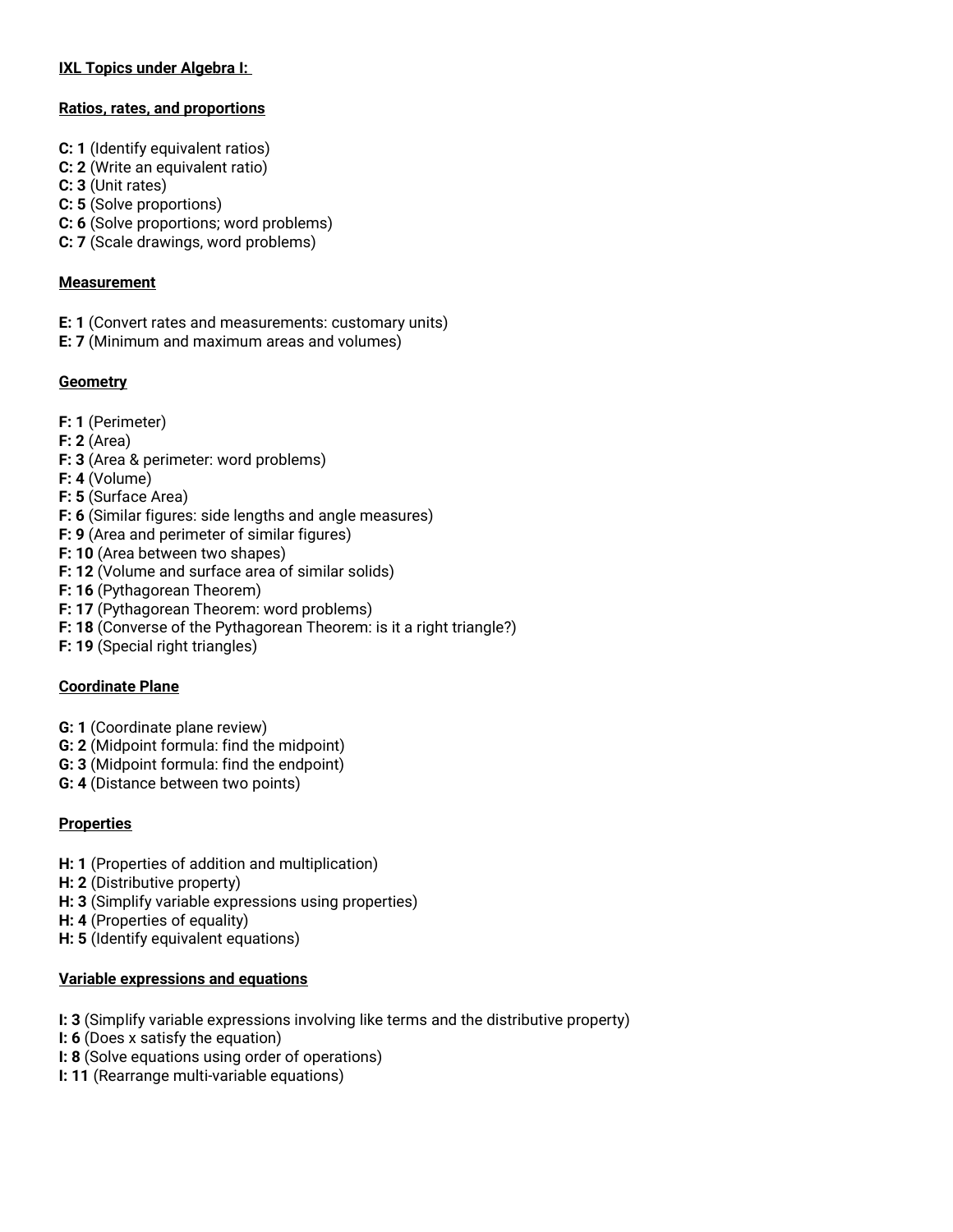**IXL Topics under Algebra I:**

**Ratios, rates, and proportions**

**C: 1** (Identify equivalent ratios)
**C: 2** (Write an equivalent ratio)
**C: 3** (Unit rates)
**C: 5** (Solve proportions)
**C: 6** (Solve proportions; word problems)
**C: 7** (Scale drawings, word problems)

**Measurement**

**E: 1** (Convert rates and measurements: customary units)
**E: 7** (Minimum and maximum areas and volumes)

**Geometry**

**F: 1** (Perimeter)
**F: 2** (Area)
**F: 3** (Area & perimeter: word problems)
**F: 4** (Volume)
**F: 5** (Surface Area)
**F: 6** (Similar figures: side lengths and angle measures)
**F: 9** (Area and perimeter of similar figures)
**F: 10** (Area between two shapes)
**F: 12** (Volume and surface area of similar solids)
**F: 16** (Pythagorean Theorem)
**F: 17** (Pythagorean Theorem: word problems)
**F: 18** (Converse of the Pythagorean Theorem: is it a right triangle?)
**F: 19** (Special right triangles)

**Coordinate Plane**

**G: 1** (Coordinate plane review)
**G: 2** (Midpoint formula: find the midpoint)
**G: 3** (Midpoint formula: find the endpoint)
**G: 4** (Distance between two points)

**Properties**

**H: 1** (Properties of addition and multiplication)
**H: 2** (Distributive property)
**H: 3** (Simplify variable expressions using properties)
**H: 4** (Properties of equality)
**H: 5** (Identify equivalent equations)

**Variable expressions and equations**

**I: 3** (Simplify variable expressions involving like terms and the distributive property)
**I: 6** (Does x satisfy the equation)
**I: 8** (Solve equations using order of operations)
**I: 11** (Rearrange multi-variable equations)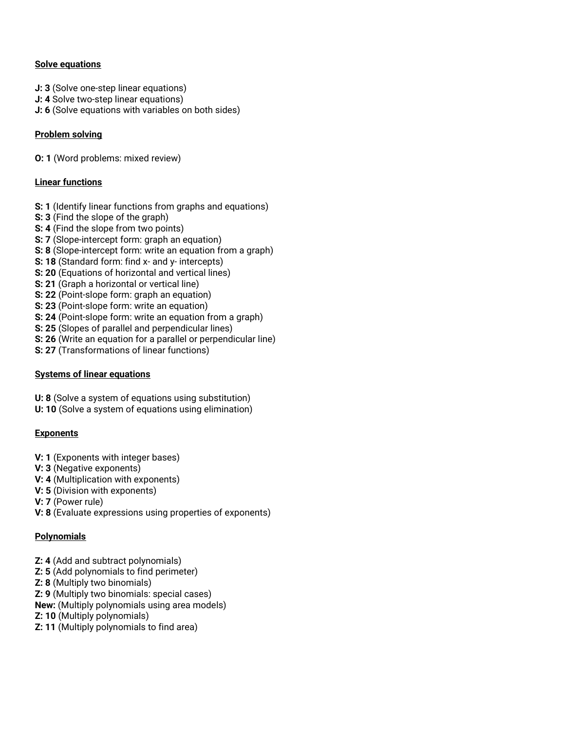**Solve equations**

**J: 3** (Solve one-step linear equations)
**J: 4** Solve two-step linear equations)
**J: 6** (Solve equations with variables on both sides)

**Problem solving**

**O: 1** (Word problems: mixed review)

**Linear functions**

**S: 1** (Identify linear functions from graphs and equations)
**S: 3** (Find the slope of the graph)
**S: 4** (Find the slope from two points)
**S: 7** (Slope-intercept form: graph an equation)
**S: 8** (Slope-intercept form: write an equation from a graph)
**S: 18** (Standard form: find x- and y- intercepts)
**S: 20** (Equations of horizontal and vertical lines)
**S: 21** (Graph a horizontal or vertical line)
**S: 22** (Point-slope form: graph an equation)
**S: 23** (Point-slope form: write an equation)
**S: 24** (Point-slope form: write an equation from a graph)
**S: 25** (Slopes of parallel and perpendicular lines)
**S: 26** (Write an equation for a parallel or perpendicular line)
**S: 27** (Transformations of linear functions)

**Systems of linear equations**

**U: 8** (Solve a system of equations using substitution)
**U: 10** (Solve a system of equations using elimination)

**Exponents**

**V: 1** (Exponents with integer bases)
**V: 3** (Negative exponents)
**V: 4** (Multiplication with exponents)
**V: 5** (Division with exponents)
**V: 7** (Power rule)
**V: 8** (Evaluate expressions using properties of exponents)

**Polynomials**

**Z: 4** (Add and subtract polynomials)
**Z: 5** (Add polynomials to find perimeter)
**Z: 8** (Multiply two binomials)
**Z: 9** (Multiply two binomials: special cases)
**New:** (Multiply polynomials using area models)
**Z: 10** (Multiply polynomials)
**Z: 11** (Multiply polynomials to find area)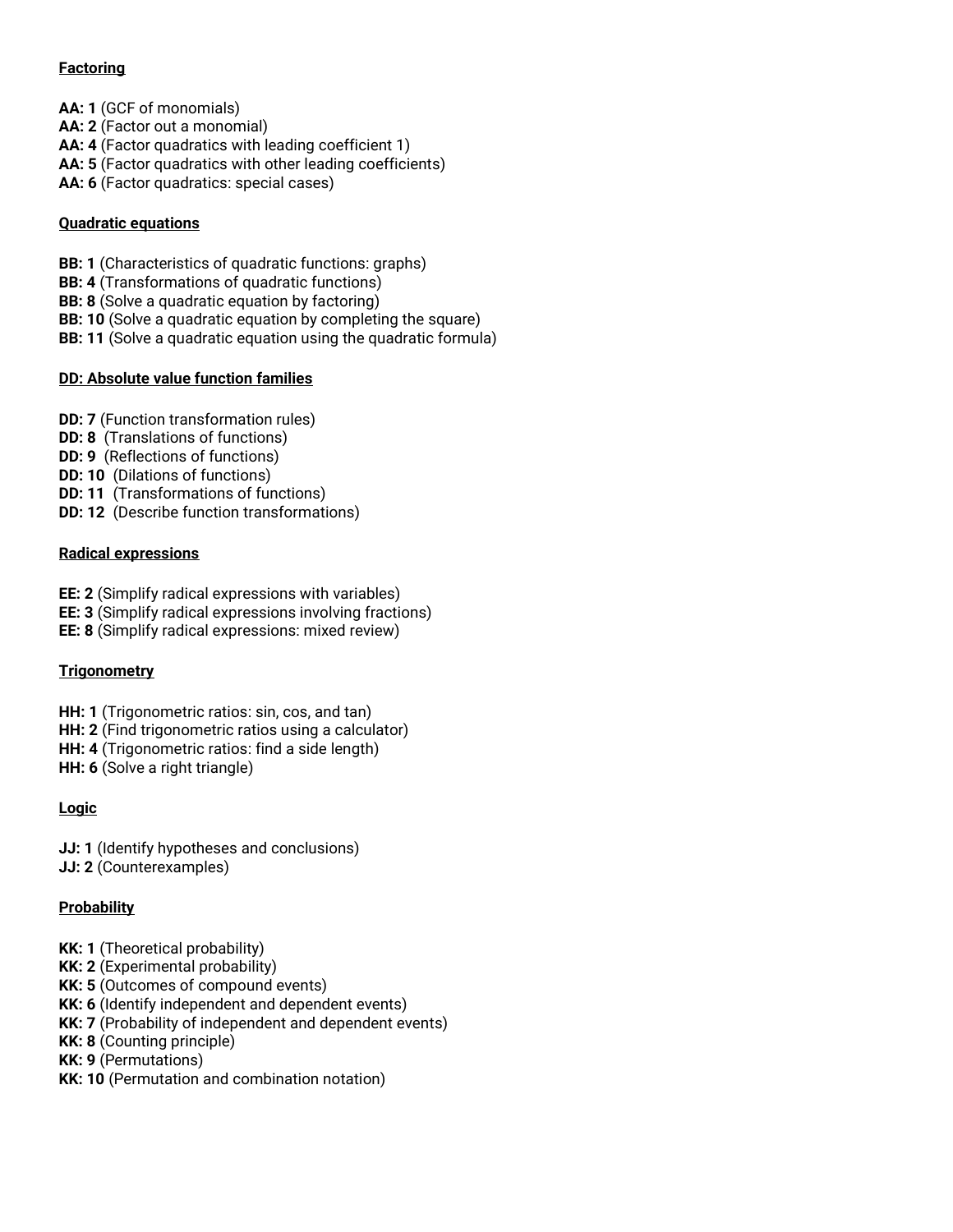**Factoring**

**AA: 1** (GCF of monomials)
**AA: 2** (Factor out a monomial)
**AA: 4** (Factor quadratics with leading coefficient 1)
**AA: 5** (Factor quadratics with other leading coefficients)
**AA: 6** (Factor quadratics: special cases)

**Quadratic equations**

**BB: 1** (Characteristics of quadratic functions: graphs)
**BB: 4** (Transformations of quadratic functions)
**BB: 8** (Solve a quadratic equation by factoring)
**BB: 10** (Solve a quadratic equation by completing the square)
**BB: 11** (Solve a quadratic equation using the quadratic formula)

**DD: Absolute value function families**

**DD: 7** (Function transformation rules)
**DD: 8** (Translations of functions)
**DD: 9** (Reflections of functions)
**DD: 10** (Dilations of functions)
**DD: 11** (Transformations of functions)
**DD: 12** (Describe function transformations)

**Radical expressions**

**EE: 2** (Simplify radical expressions with variables)
**EE: 3** (Simplify radical expressions involving fractions)
**EE: 8** (Simplify radical expressions: mixed review)

**Trigonometry**

**HH: 1** (Trigonometric ratios: sin, cos, and tan)
**HH: 2** (Find trigonometric ratios using a calculator)
**HH: 4** (Trigonometric ratios: find a side length)
**HH: 6** (Solve a right triangle)

**Logic**

**JJ: 1** (Identify hypotheses and conclusions)
**JJ: 2** (Counterexamples)

**Probability**

**KK: 1** (Theoretical probability)
**KK: 2** (Experimental probability)
**KK: 5** (Outcomes of compound events)
**KK: 6** (Identify independent and dependent events)
**KK: 7** (Probability of independent and dependent events)
**KK: 8** (Counting principle)
**KK: 9** (Permutations)
**KK: 10** (Permutation and combination notation)